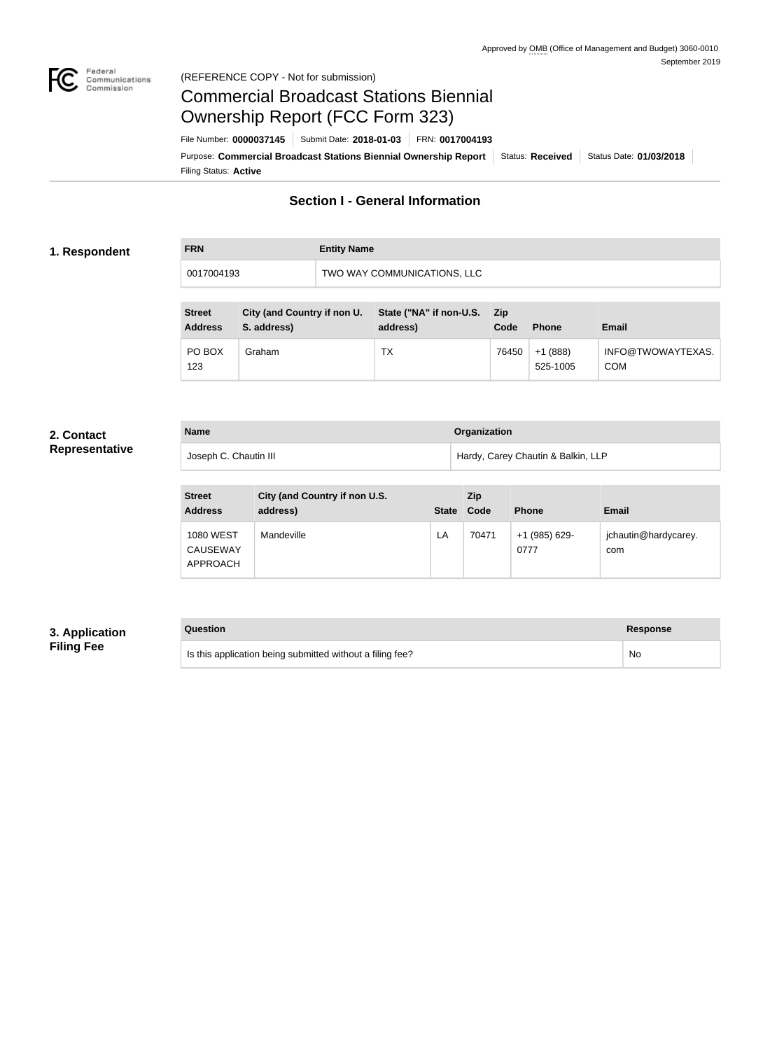Approved by OMB (Office of Management and Budget) 3060-0010
September 2019

(REFERENCE COPY - Not for submission)

# Commercial Broadcast Stations Biennial Ownership Report (FCC Form 323)

File Number: **0000037145** | Submit Date: **2018-01-03** | FRN: **0017004193**

Purpose: **Commercial Broadcast Stations Biennial Ownership Report** | Status: **Received** | Status Date: **01/03/2018**

Filing Status: **Active**

## Section I - General Information

### 1. Respondent

| FRN | Entity Name |
| --- | --- |
| 0017004193 | TWO WAY COMMUNICATIONS, LLC |

| Street Address | City (and Country if non U. S. address) | State ("NA" if non-U.S. address) | Zip Code | Phone | Email |
| --- | --- | --- | --- | --- | --- |
| PO BOX 123 | Graham | TX | 76450 | +1 (888) 525-1005 | INFO@TWOWAYTEXAS.COM |

### 2. Contact Representative

| Name | Organization |
| --- | --- |
| Joseph C. Chautin III | Hardy, Carey Chautin & Balkin, LLP |

| Street Address | City (and Country if non U.S. address) | State | Zip Code | Phone | Email |
| --- | --- | --- | --- | --- | --- |
| 1080 WEST CAUSEWAY APPROACH | Mandeville | LA | 70471 | +1 (985) 629-0777 | jchautin@hardycarey.com |

### 3. Application Filing Fee

| Question | Response |
| --- | --- |
| Is this application being submitted without a filing fee? | No |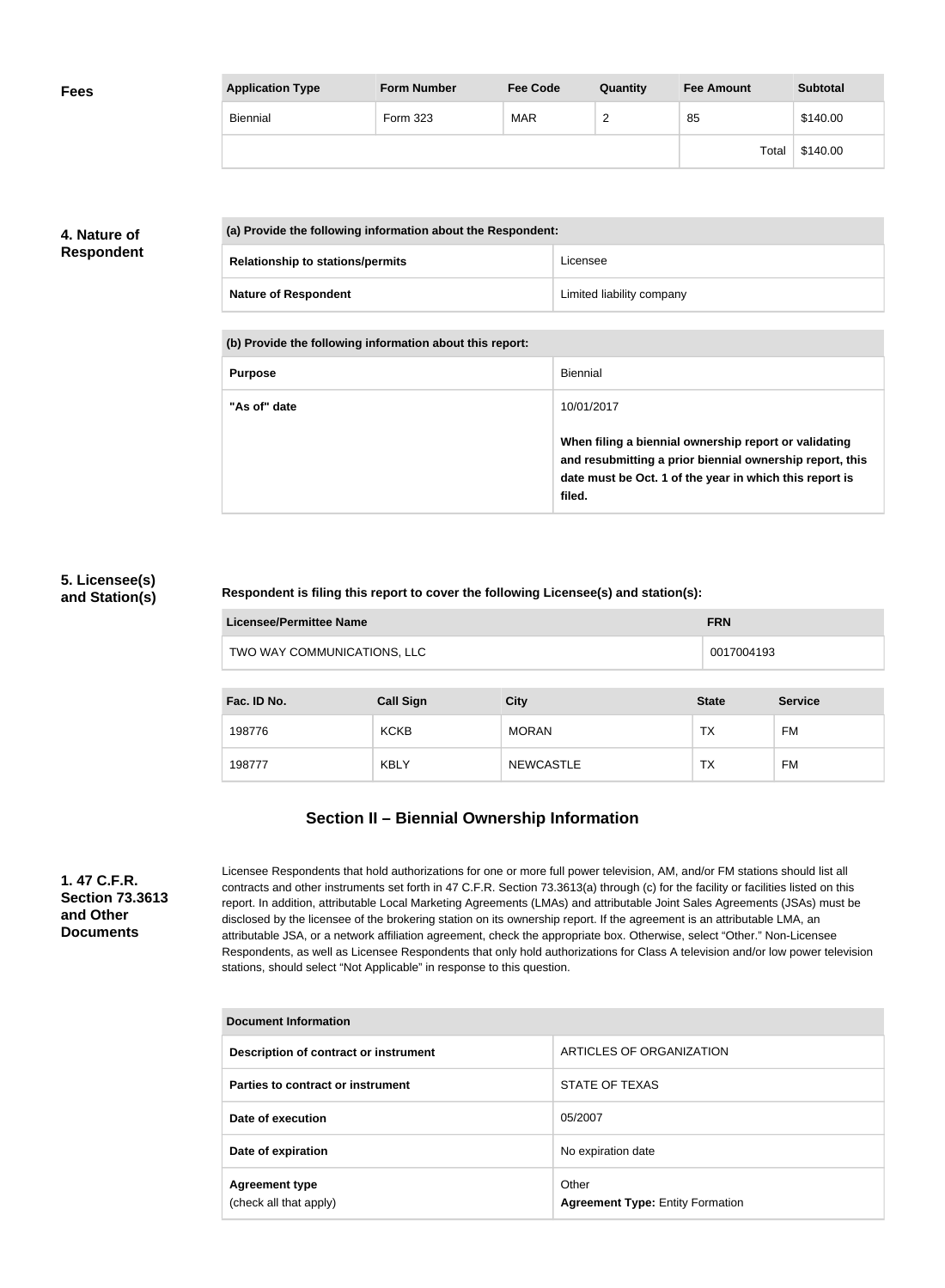## Fees

| Application Type | Form Number | Fee Code | Quantity | Fee Amount | Subtotal |
|---|---|---|---|---|---|
| Biennial | Form 323 | MAR | 2 | 85 | $140.00 |
| | | | | Total | $140.00 |

## 4. Nature of Respondent

| (a) Provide the following information about the Respondent: | |
|---|---|
| Relationship to stations/permits | Licensee |
| Nature of Respondent | Limited liability company |

| (b) Provide the following information about this report: | |
|---|---|
| Purpose | Biennial |
| "As of" date | 10/01/2017<br><br>**When filing a biennial ownership report or validating and resubmitting a prior biennial ownership report, this date must be Oct. 1 of the year in which this report is filed.** |

## 5. Licensee(s) and Station(s)

**Respondent is filing this report to cover the following Licensee(s) and station(s):**

| Licensee/Permittee Name | FRN |
|---|---|
| TWO WAY COMMUNICATIONS, LLC | 0017004193 |

| Fac. ID No. | Call Sign | City | State | Service |
|---|---|---|---|---|
| 198776 | KCKB | MORAN | TX | FM |
| 198777 | KBLY | NEWCASTLE | TX | FM |

# Section II – Biennial Ownership Information

## 1. 47 C.F.R. Section 73.3613 and Other Documents

Licensee Respondents that hold authorizations for one or more full power television, AM, and/or FM stations should list all contracts and other instruments set forth in 47 C.F.R. Section 73.3613(a) through (c) for the facility or facilities listed on this report. In addition, attributable Local Marketing Agreements (LMAs) and attributable Joint Sales Agreements (JSAs) must be disclosed by the licensee of the brokering station on its ownership report. If the agreement is an attributable LMA, an attributable JSA, or a network affiliation agreement, check the appropriate box. Otherwise, select "Other." Non-Licensee Respondents, as well as Licensee Respondents that only hold authorizations for Class A television and/or low power television stations, should select "Not Applicable" in response to this question.

| Document Information | |
|---|---|
| Description of contract or instrument | ARTICLES OF ORGANIZATION |
| Parties to contract or instrument | STATE OF TEXAS |
| Date of execution | 05/2007 |
| Date of expiration | No expiration date |
| Agreement type<br>(check all that apply) | Other<br>**Agreement Type:** Entity Formation |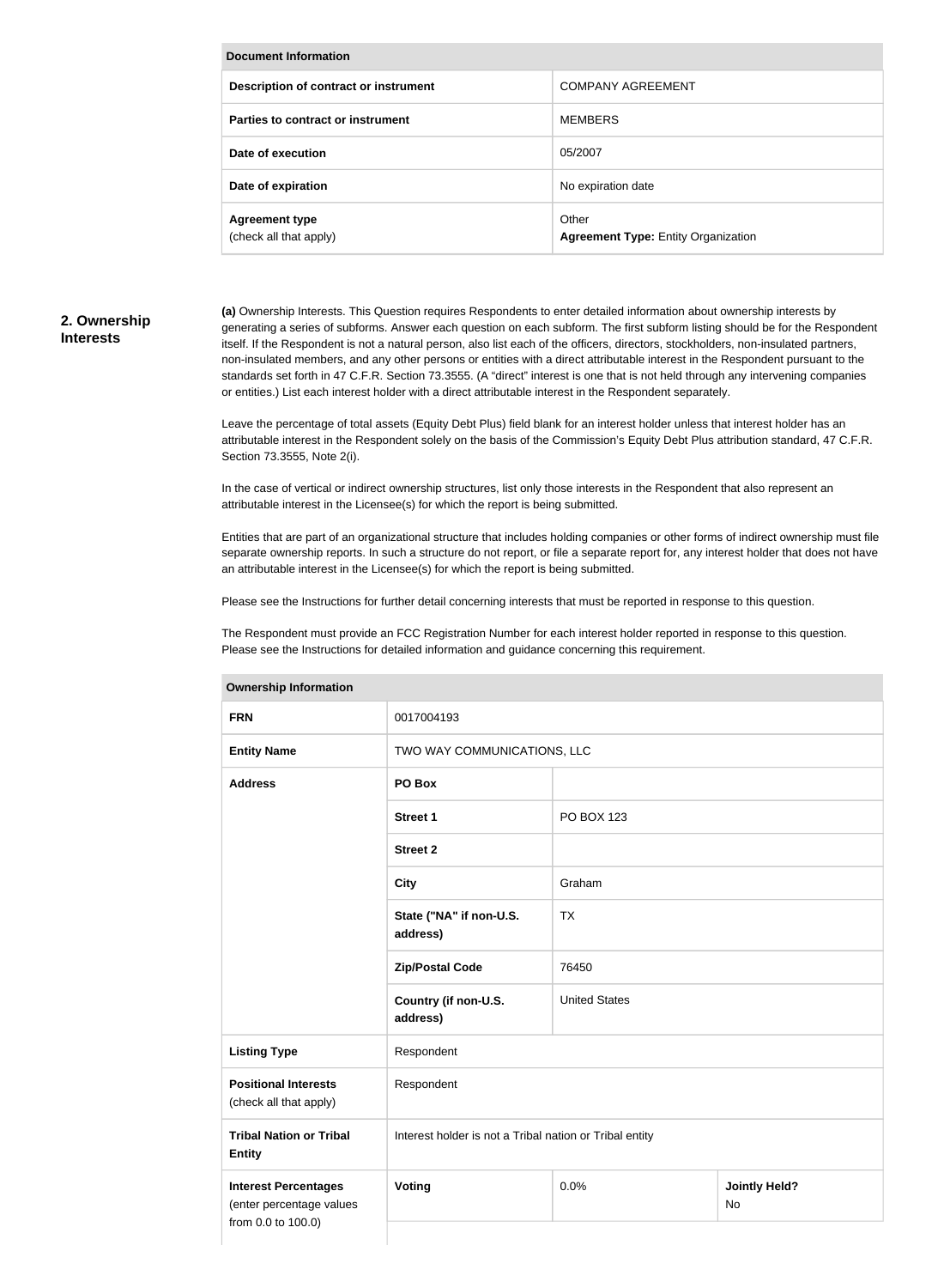| Document Information | |
|---|---|
| Description of contract or instrument | COMPANY AGREEMENT |
| Parties to contract or instrument | MEMBERS |
| Date of execution | 05/2007 |
| Date of expiration | No expiration date |
| **Agreement type** (check all that apply) | Other **Agreement Type:** Entity Organization |

## 2. Ownership Interests

**(a)** Ownership Interests. This Question requires Respondents to enter detailed information about ownership interests by generating a series of subforms. Answer each question on each subform. The first subform listing should be for the Respondent itself. If the Respondent is not a natural person, also list each of the officers, directors, stockholders, non-insulated partners, non-insulated members, and any other persons or entities with a direct attributable interest in the Respondent pursuant to the standards set forth in 47 C.F.R. Section 73.3555. (A "direct" interest is one that is not held through any intervening companies or entities.) List each interest holder with a direct attributable interest in the Respondent separately.

Leave the percentage of total assets (Equity Debt Plus) field blank for an interest holder unless that interest holder has an attributable interest in the Respondent solely on the basis of the Commission's Equity Debt Plus attribution standard, 47 C.F.R. Section 73.3555, Note 2(i).

In the case of vertical or indirect ownership structures, list only those interests in the Respondent that also represent an attributable interest in the Licensee(s) for which the report is being submitted.

Entities that are part of an organizational structure that includes holding companies or other forms of indirect ownership must file separate ownership reports. In such a structure do not report, or file a separate report for, any interest holder that does not have an attributable interest in the Licensee(s) for which the report is being submitted.

Please see the Instructions for further detail concerning interests that must be reported in response to this question.

The Respondent must provide an FCC Registration Number for each interest holder reported in response to this question. Please see the Instructions for detailed information and guidance concerning this requirement.

| Ownership Information | | | |
|---|---|---|---|
| **FRN** | 0017004193 | | |
| **Entity Name** | TWO WAY COMMUNICATIONS, LLC | | |
| **Address** | **PO Box** | | |
| | **Street 1** | PO BOX 123 | |
| | **Street 2** | | |
| | **City** | Graham | |
| | **State ("NA" if non-U.S. address)** | TX | |
| | **Zip/Postal Code** | 76450 | |
| | **Country (if non-U.S. address)** | United States | |
| **Listing Type** | Respondent | | |
| **Positional Interests** (check all that apply) | Respondent | | |
| **Tribal Nation or Tribal Entity** | Interest holder is not a Tribal nation or Tribal entity | | |
| **Interest Percentages** (enter percentage values from 0.0 to 100.0) | **Voting** | 0.0% | **Jointly Held?** No |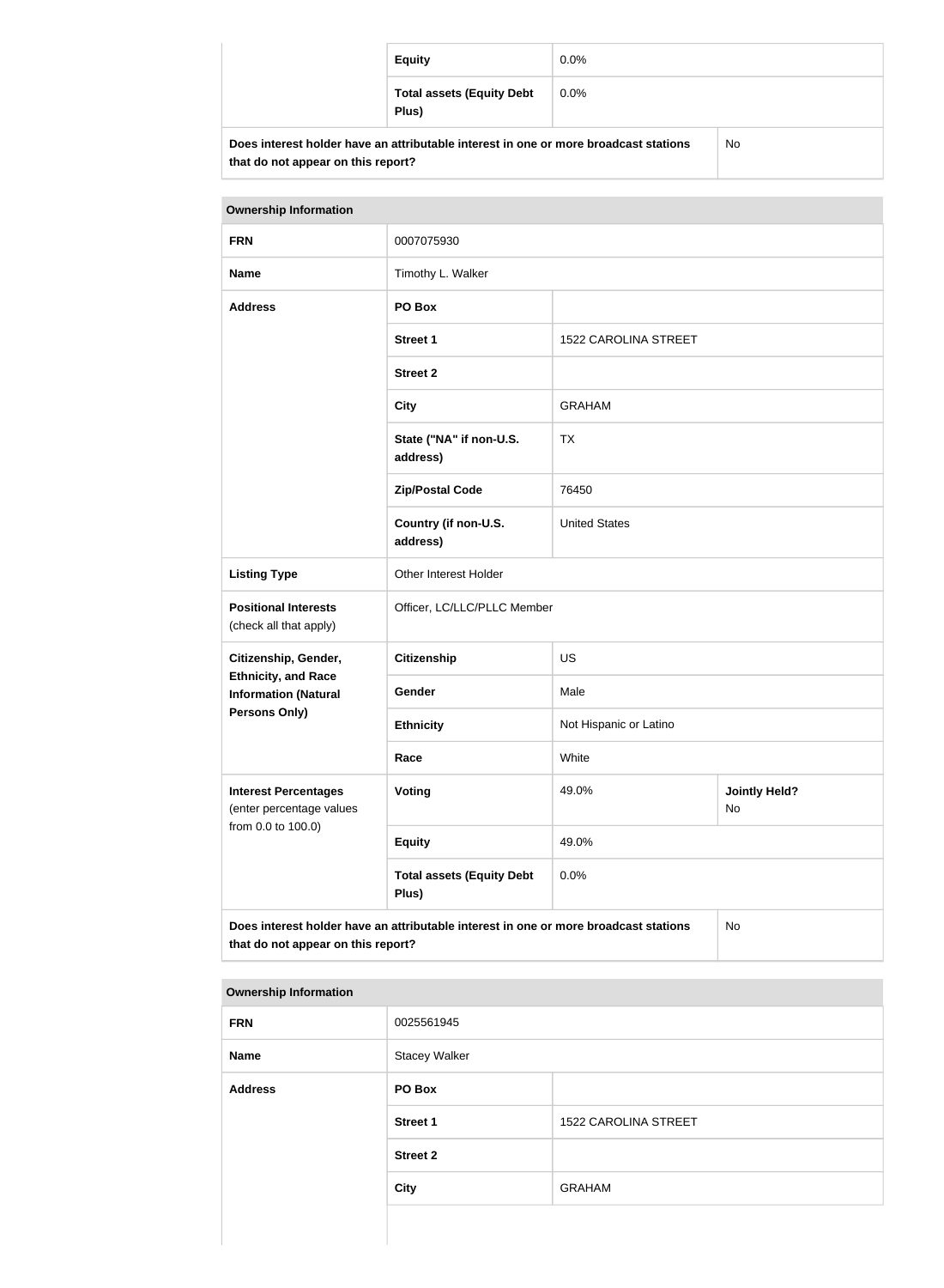| | | |
|---|---|---|
| | **Equity** | 0.0% |
| | **Total assets (Equity Debt Plus)** | 0.0% |
| **Does interest holder have an attributable interest in one or more broadcast stations that do not appear on this report?** | | No |

| **Ownership Information** | | | |
|---|---|---|---|
| **FRN** | 0007075930 | | |
| **Name** | Timothy L. Walker | | |
| **Address** | **PO Box** | | |
| | **Street 1** | 1522 CAROLINA STREET | |
| | **Street 2** | | |
| | **City** | GRAHAM | |
| | **State ("NA" if non-U.S. address)** | TX | |
| | **Zip/Postal Code** | 76450 | |
| | **Country (if non-U.S. address)** | United States | |
| **Listing Type** | Other Interest Holder | | |
| **Positional Interests** (check all that apply) | Officer, LC/LLC/PLLC Member | | |
| **Citizenship, Gender, Ethnicity, and Race Information (Natural Persons Only)** | **Citizenship** | US | |
| | **Gender** | Male | |
| | **Ethnicity** | Not Hispanic or Latino | |
| | **Race** | White | |
| **Interest Percentages** (enter percentage values from 0.0 to 100.0) | **Voting** | 49.0% | **Jointly Held?** No |
| | **Equity** | 49.0% | |
| | **Total assets (Equity Debt Plus)** | 0.0% | |
| **Does interest holder have an attributable interest in one or more broadcast stations that do not appear on this report?** | | | No |

| **Ownership Information** | | |
|---|---|---|
| **FRN** | 0025561945 | |
| **Name** | Stacey Walker | |
| **Address** | **PO Box** | |
| | **Street 1** | 1522 CAROLINA STREET |
| | **Street 2** | |
| | **City** | GRAHAM |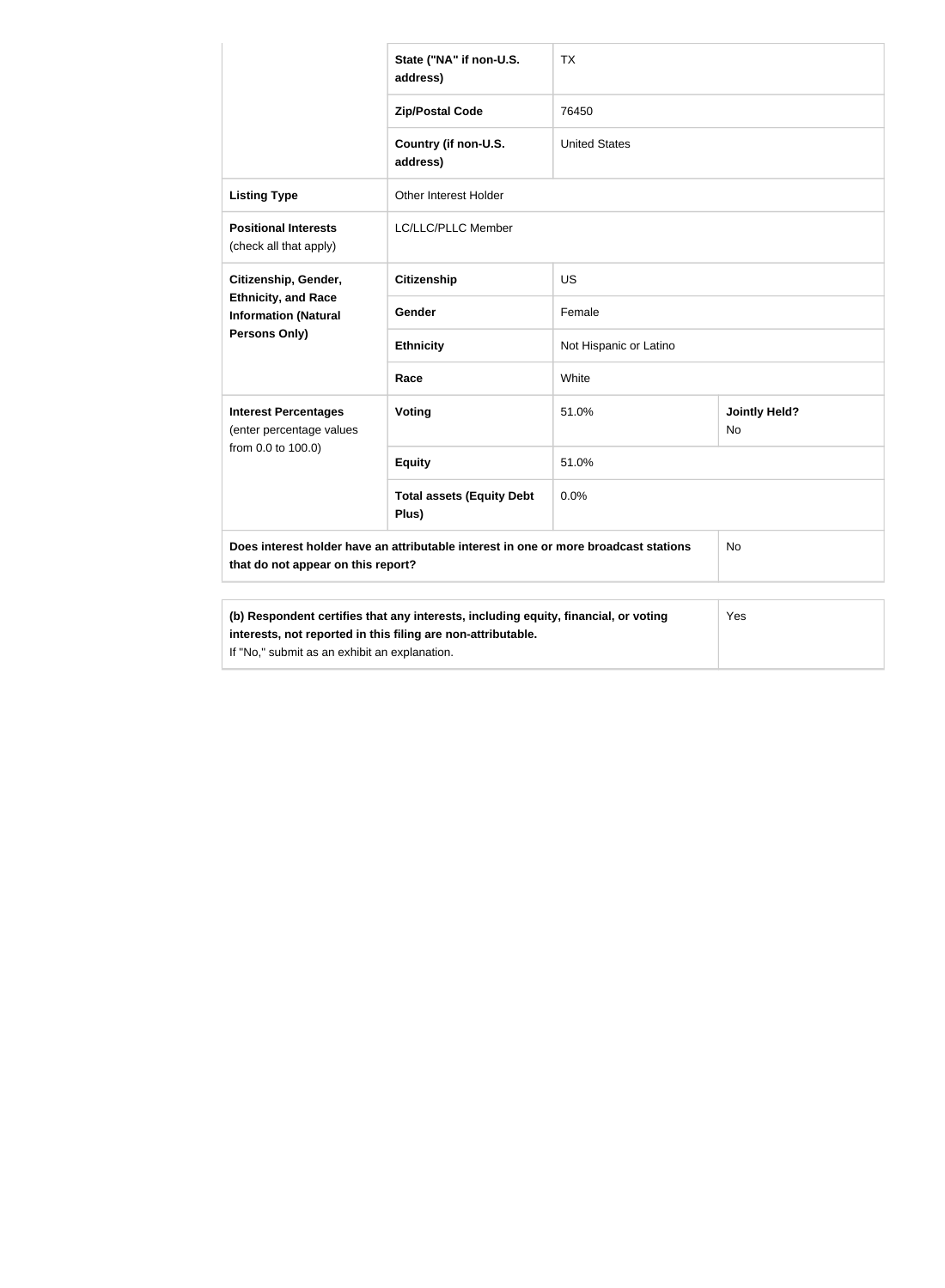| | | | |
|---|---|---|---|
| | **State ("NA" if non-U.S. address)** | TX | |
| | **Zip/Postal Code** | 76450 | |
| | **Country (if non-U.S. address)** | United States | |
| **Listing Type** | Other Interest Holder | | |
| **Positional Interests** (check all that apply) | LC/LLC/PLLC Member | | |
| **Citizenship, Gender, Ethnicity, and Race Information (Natural Persons Only)** | **Citizenship** | US | |
| | **Gender** | Female | |
| | **Ethnicity** | Not Hispanic or Latino | |
| | **Race** | White | |
| **Interest Percentages** (enter percentage values from 0.0 to 100.0) | **Voting** | 51.0% | **Jointly Held?** No |
| | **Equity** | 51.0% | |
| | **Total assets (Equity Debt Plus)** | 0.0% | |
| **Does interest holder have an attributable interest in one or more broadcast stations that do not appear on this report?** | | | No |

| | |
|---|---|
| **(b) Respondent certifies that any interests, including equity, financial, or voting interests, not reported in this filing are non-attributable.** If "No," submit as an exhibit an explanation. | Yes |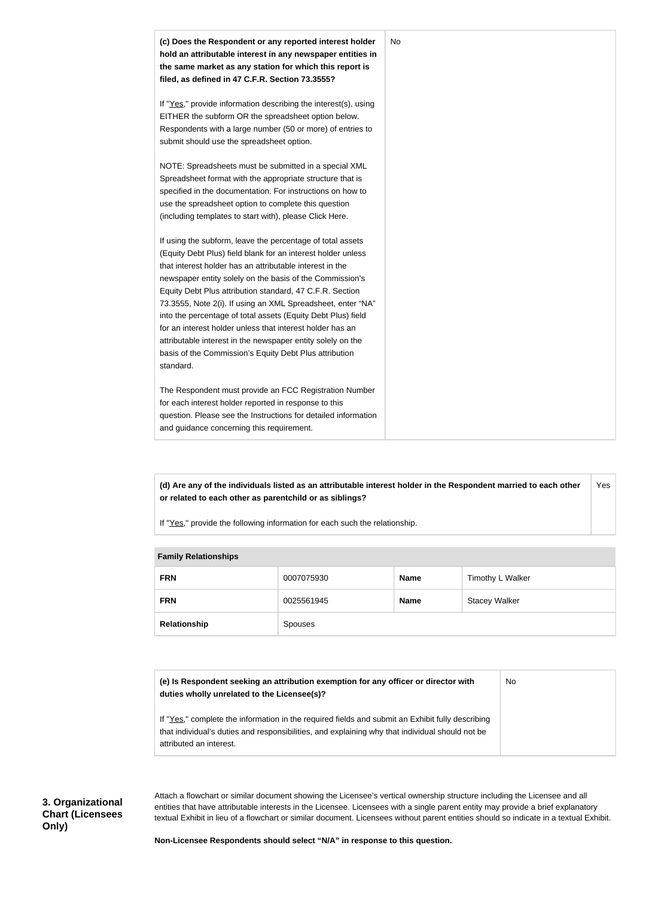| (c) Does the Respondent or any reported interest holder hold an attributable interest in any newspaper entities in the same market as any station for which this report is filed, as defined in 47 C.F.R. Section 73.3555? | No |
|---|---|
| If "Yes," provide information describing the interest(s), using EITHER the subform OR the spreadsheet option below. Respondents with a large number (50 or more) of entries to submit should use the spreadsheet option.<br><br>NOTE: Spreadsheets must be submitted in a special XML Spreadsheet format with the appropriate structure that is specified in the documentation. For instructions on how to use the spreadsheet option to complete this question (including templates to start with), please Click Here.<br><br>If using the subform, leave the percentage of total assets (Equity Debt Plus) field blank for an interest holder unless that interest holder has an attributable interest in the newspaper entity solely on the basis of the Commission's Equity Debt Plus attribution standard, 47 C.F.R. Section 73.3555, Note 2(i). If using an XML Spreadsheet, enter "NA" into the percentage of total assets (Equity Debt Plus) field for an interest holder unless that interest holder has an attributable interest in the newspaper entity solely on the basis of the Commission's Equity Debt Plus attribution standard.<br><br>The Respondent must provide an FCC Registration Number for each interest holder reported in response to this question. Please see the Instructions for detailed information and guidance concerning this requirement. | |

| (d) Are any of the individuals listed as an attributable interest holder in the Respondent married to each other or related to each other as parentchild or as siblings? | Yes |
|---|---|
| If "Yes," provide the following information for each such the relationship. | |

**Family Relationships**

| FRN | 0007075930 | Name | Timothy L Walker |
|---|---|---|---|
| FRN | 0025561945 | Name | Stacey Walker |
| Relationship | Spouses | | |

| (e) Is Respondent seeking an attribution exemption for any officer or director with duties wholly unrelated to the Licensee(s)? | No |
|---|---|
| If "Yes," complete the information in the required fields and submit an Exhibit fully describing that individual's duties and responsibilities, and explaining why that individual should not be attributed an interest. | |

**3. Organizational Chart (Licensees Only)**

Attach a flowchart or similar document showing the Licensee's vertical ownership structure including the Licensee and all entities that have attributable interests in the Licensee. Licensees with a single parent entity may provide a brief explanatory textual Exhibit in lieu of a flowchart or similar document. Licensees without parent entities should so indicate in a textual Exhibit.

**Non-Licensee Respondents should select "N/A" in response to this question.**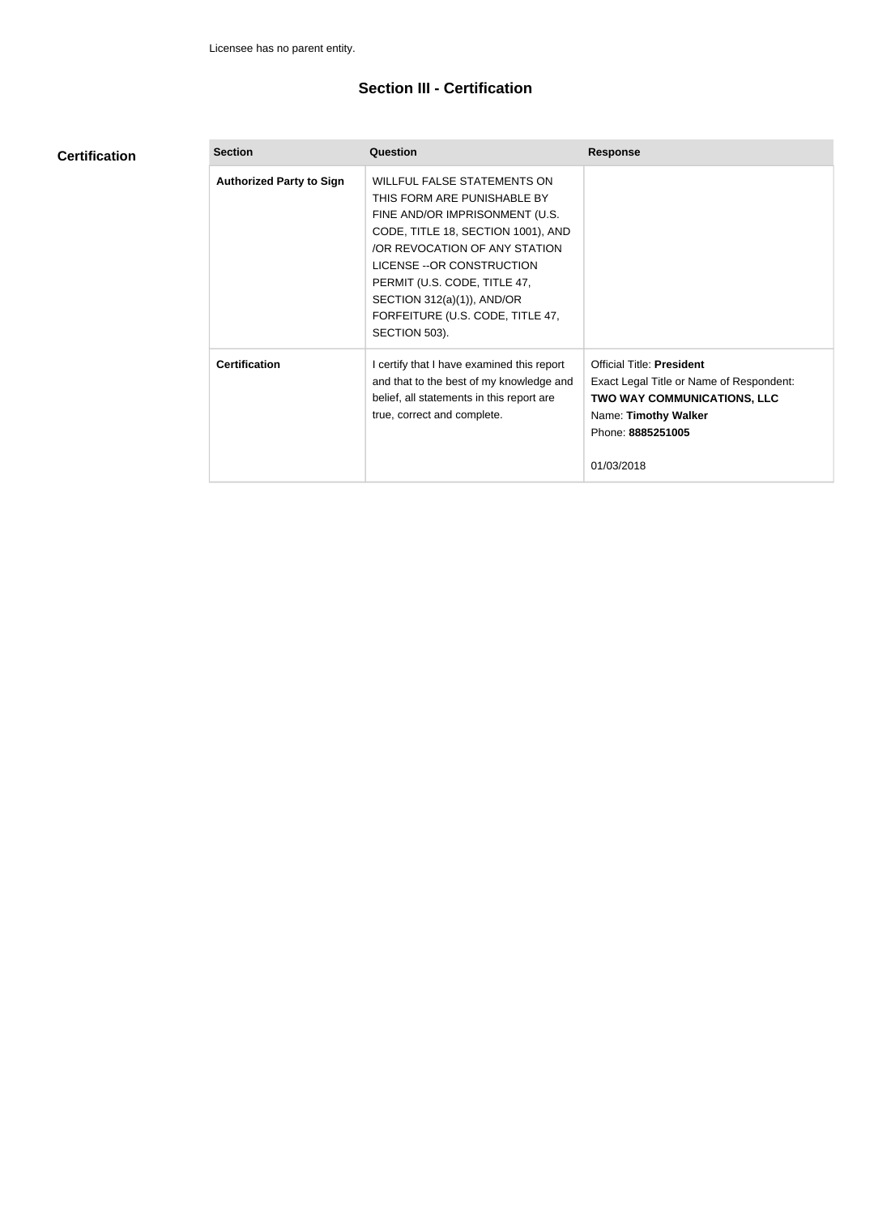Licensee has no parent entity.

## Section III - Certification

**Certification**

| Section | Question | Response |
|---|---|---|
| **Authorized Party to Sign** | WILLFUL FALSE STATEMENTS ON THIS FORM ARE PUNISHABLE BY FINE AND/OR IMPRISONMENT (U.S. CODE, TITLE 18, SECTION 1001), AND /OR REVOCATION OF ANY STATION LICENSE --OR CONSTRUCTION PERMIT (U.S. CODE, TITLE 47, SECTION 312(a)(1)), AND/OR FORFEITURE (U.S. CODE, TITLE 47, SECTION 503). | |
| **Certification** | I certify that I have examined this report and that to the best of my knowledge and belief, all statements in this report are true, correct and complete. | Official Title: **President**<br>Exact Legal Title or Name of Respondent: **TWO WAY COMMUNICATIONS, LLC**<br>Name: **Timothy Walker**<br>Phone: **8885251005**<br><br>01/03/2018 |